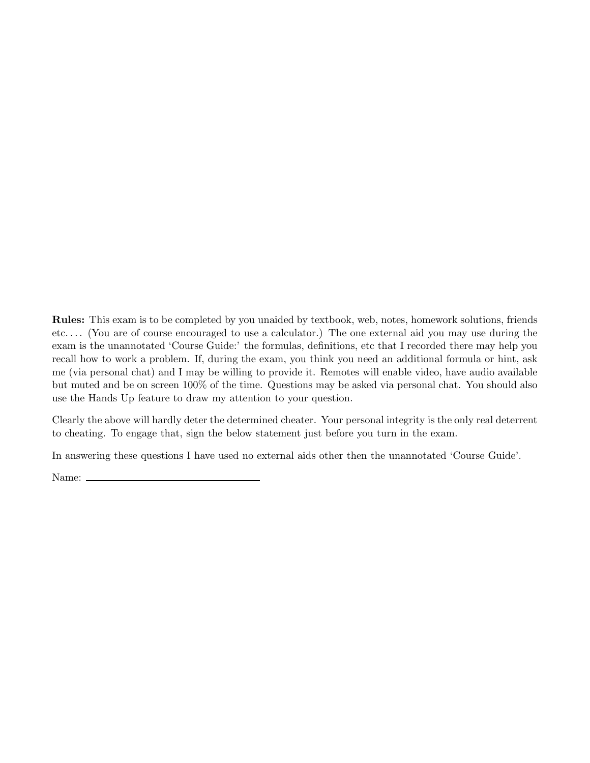**Rules:** This exam is to be completed by you unaided by textbook, web, notes, homework solutions, friends etc. . . . (You are of course encouraged to use a calculator.) The one external aid you may use during the exam is the unannotated 'Course Guide:' the formulas, definitions, etc that I recorded there may help you recall how to work a problem. If, during the exam, you think you need an additional formula or hint, ask me (via personal chat) and I may be willing to provide it. Remotes will enable video, have audio available but muted and be on screen 100% of the time. Questions may be asked via personal chat. You should also use the Hands Up feature to draw my attention to your question.

Clearly the above will hardly deter the determined cheater. Your personal integrity is the only real deterrent to cheating. To engage that, sign the below statement just before you turn in the exam.

In answering these questions I have used no external aids other then the unannotated 'Course Guide'.

Name: ______________________________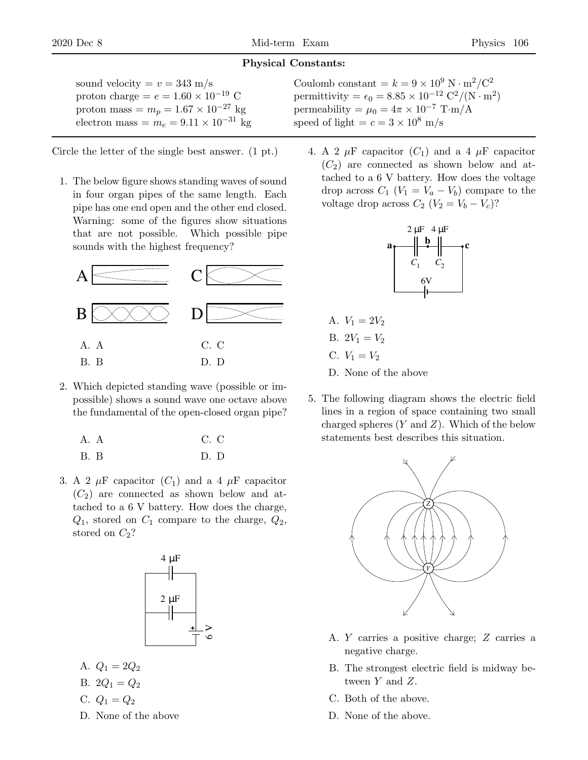**Physical Constants:**

sound velocity = $v$ = 343 m/s
proton charge = $e = 1.60 \times 10^{-19}$ C
proton mass = $m_p = 1.67 \times 10^{-27}$ kg
electron mass = $m_e = 9.11 \times 10^{-31}$ kg
Coulomb constant = $k = 9 \times 10^9$ N · m$^2$/C$^2$
permittivity = $\epsilon_0 = 8.85 \times 10^{-12}$ C$^2$/(N · m$^2$)
permeability = $\mu_0 = 4\pi \times 10^{-7}$ T·m/A
speed of light = $c = 3 \times 10^8$ m/s

Circle the letter of the single best answer. (1 pt.)

1. The below figure shows standing waves of sound in four organ pipes of the same length. Each pipe has one end open and the other end closed. Warning: some of the figures show situations that are not possible. Which possible pipe sounds with the highest frequency?

   A. A
   B. B
   C. C
   D. D

2. Which depicted standing wave (possible or impossible) shows a sound wave one octave above the fundamental of the open-closed organ pipe?

   A. A
   B. B
   C. C
   D. D

3. A 2 $\mu$F capacitor ($C_1$) and a 4 $\mu$F capacitor ($C_2$) are connected as shown below and attached to a 6 V battery. How does the charge, $Q_1$, stored on $C_1$ compare to the charge, $Q_2$, stored on $C_2$?

   A. $Q_1 = 2Q_2$
   B. $2Q_1 = Q_2$
   C. $Q_1 = Q_2$
   D. None of the above

4. A 2 $\mu$F capacitor ($C_1$) and a 4 $\mu$F capacitor ($C_2$) are connected as shown below and attached to a 6 V battery. How does the voltage drop across $C_1$ ($V_1 = V_a - V_b$) compare to the voltage drop across $C_2$ ($V_2 = V_b - V_c$)?

   A. $V_1 = 2V_2$
   B. $2V_1 = V_2$
   C. $V_1 = V_2$
   D. None of the above

5. The following diagram shows the electric field lines in a region of space containing two small charged spheres ($Y$ and $Z$). Which of the below statements best describes this situation.

   A. $Y$ carries a positive charge; $Z$ carries a negative charge.
   B. The strongest electric field is midway between $Y$ and $Z$.
   C. Both of the above.
   D. None of the above.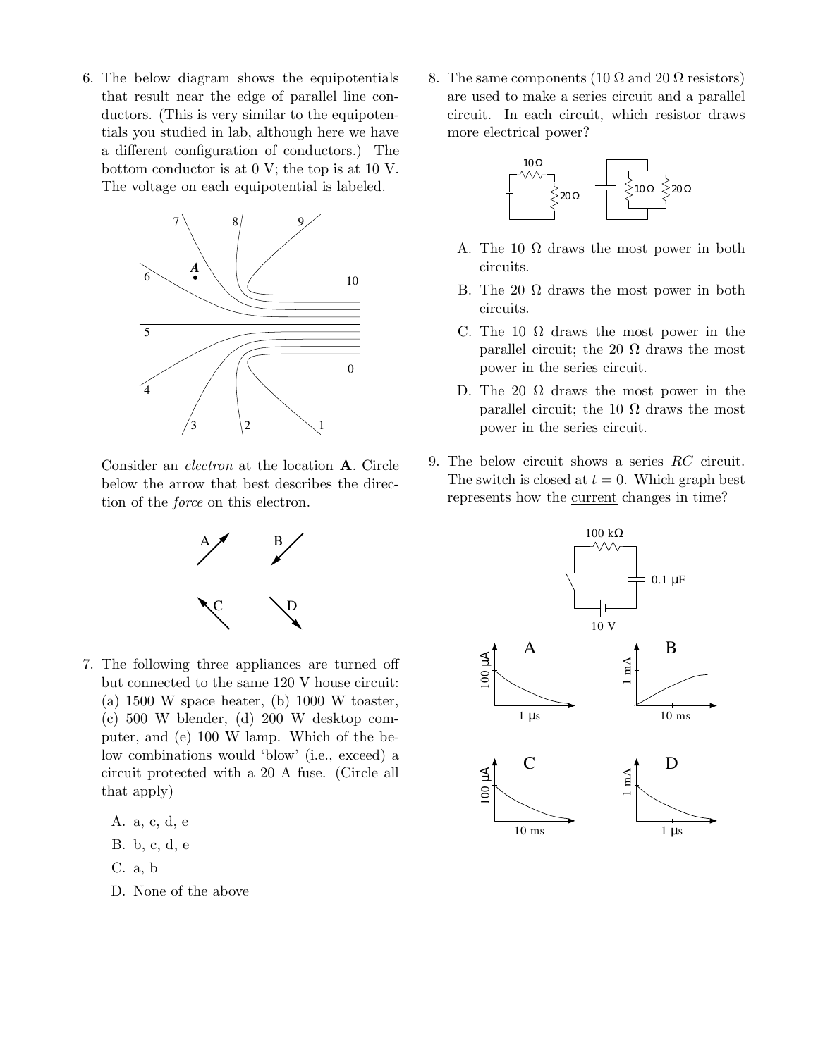6. The below diagram shows the equipotentials that result near the edge of parallel line conductors. (This is very similar to the equipotentials you studied in lab, although here we have a different configuration of conductors.) The bottom conductor is at 0 V; the top is at 10 V. The voltage on each equipotential is labeled.

   Consider an *electron* at the location **A**. Circle below the arrow that best describes the direction of the *force* on this electron.

7. The following three appliances are turned off but connected to the same 120 V house circuit: (a) 1500 W space heater, (b) 1000 W toaster, (c) 500 W blender, (d) 200 W desktop computer, and (e) 100 W lamp. Which of the below combinations would 'blow' (i.e., exceed) a circuit protected with a 20 A fuse. (Circle all that apply)

   A. a, c, d, e

   B. b, c, d, e

   C. a, b

   D. None of the above

8. The same components (10 Ω and 20 Ω resistors) are used to make a series circuit and a parallel circuit. In each circuit, which resistor draws more electrical power?

   A. The 10 Ω draws the most power in both circuits.

   B. The 20 Ω draws the most power in both circuits.

   C. The 10 Ω draws the most power in the parallel circuit; the 20 Ω draws the most power in the series circuit.

   D. The 20 Ω draws the most power in the parallel circuit; the 10 Ω draws the most power in the series circuit.

9. The below circuit shows a series $RC$ circuit. The switch is closed at $t = 0$. Which graph best represents how the current changes in time?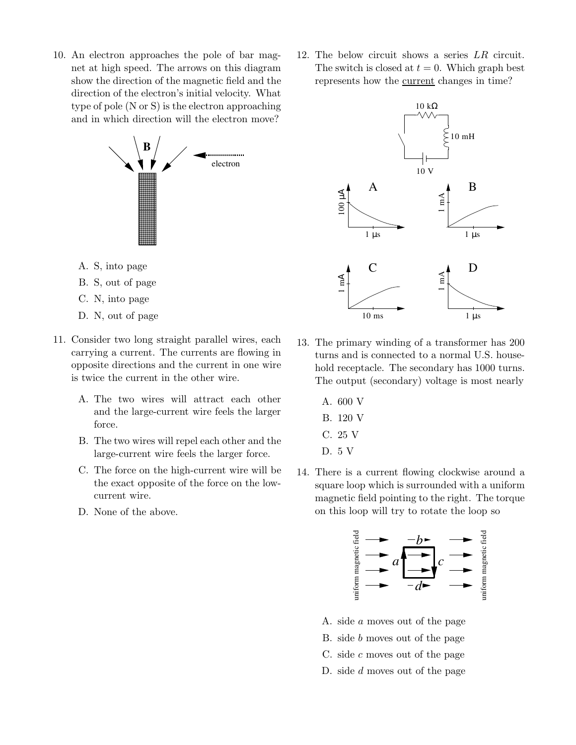10. An electron approaches the pole of bar magnet at high speed. The arrows on this diagram show the direction of the magnetic field and the direction of the electron's initial velocity. What type of pole (N or S) is the electron approaching and in which direction will the electron move?

   A. S, into page
   B. S, out of page
   C. N, into page
   D. N, out of page

11. Consider two long straight parallel wires, each carrying a current. The currents are flowing in opposite directions and the current in one wire is twice the current in the other wire.

   A. The two wires will attract each other and the large-current wire feels the larger force.
   B. The two wires will repel each other and the large-current wire feels the larger force.
   C. The force on the high-current wire will be the exact opposite of the force on the low-current wire.
   D. None of the above.

12. The below circuit shows a series $LR$ circuit. The switch is closed at $t = 0$. Which graph best represents how the current changes in time?

13. The primary winding of a transformer has 200 turns and is connected to a normal U.S. household receptacle. The secondary has 1000 turns. The output (secondary) voltage is most nearly

   A. 600 V
   B. 120 V
   C. 25 V
   D. 5 V

14. There is a current flowing clockwise around a square loop which is surrounded with a uniform magnetic field pointing to the right. The torque on this loop will try to rotate the loop so

   A. side $a$ moves out of the page
   B. side $b$ moves out of the page
   C. side $c$ moves out of the page
   D. side $d$ moves out of the page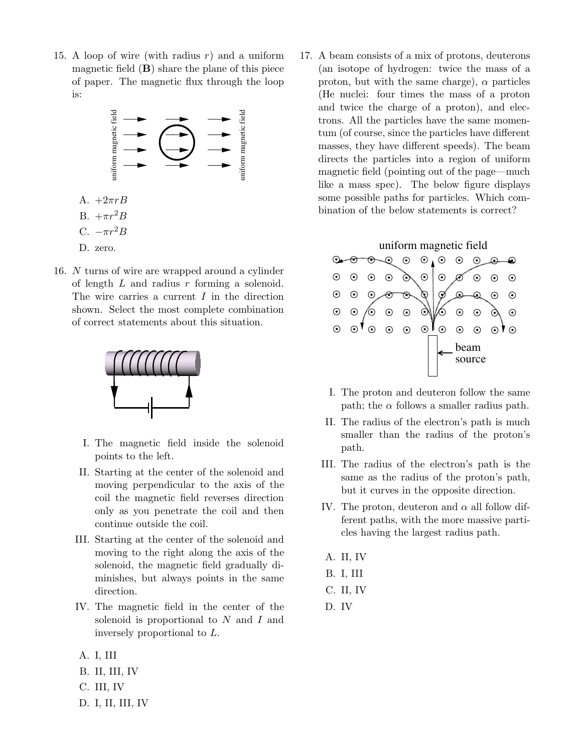15. A loop of wire (with radius $r$) and a uniform magnetic field ($\mathbf{B}$) share the plane of this piece of paper. The magnetic flux through the loop is:

   A. $+2\pi rB$
   
   B. $+\pi r^2 B$
   
   C. $-\pi r^2 B$
   
   D. zero.

16. $N$ turns of wire are wrapped around a cylinder of length $L$ and radius $r$ forming a solenoid. The wire carries a current $I$ in the direction shown. Select the most complete combination of correct statements about this situation.

   I. The magnetic field inside the solenoid points to the left.
   
   II. Starting at the center of the solenoid and moving perpendicular to the axis of the coil the magnetic field reverses direction only as you penetrate the coil and then continue outside the coil.
   
   III. Starting at the center of the solenoid and moving to the right along the axis of the solenoid, the magnetic field gradually diminishes, but always points in the same direction.
   
   IV. The magnetic field in the center of the solenoid is proportional to $N$ and $I$ and inversely proportional to $L$.

   A. I, III
   
   B. II, III, IV
   
   C. III, IV
   
   D. I, II, III, IV

17. A beam consists of a mix of protons, deuterons (an isotope of hydrogen: twice the mass of a proton, but with the same charge), $\alpha$ particles (He nuclei: four times the mass of a proton and twice the charge of a proton), and electrons. All the particles have the same momentum (of course, since the particles have different masses, they have different speeds). The beam directs the particles into a region of uniform magnetic field (pointing out of the page—much like a mass spec). The below figure displays some possible paths for particles. Which combination of the below statements is correct?

   I. The proton and deuteron follow the same path; the $\alpha$ follows a smaller radius path.
   
   II. The radius of the electron's path is much smaller than the radius of the proton's path.
   
   III. The radius of the electron's path is the same as the radius of the proton's path, but it curves in the opposite direction.
   
   IV. The proton, deuteron and $\alpha$ all follow different paths, with the more massive particles having the largest radius path.

   A. II, IV
   
   B. I, III
   
   C. II, IV
   
   D. IV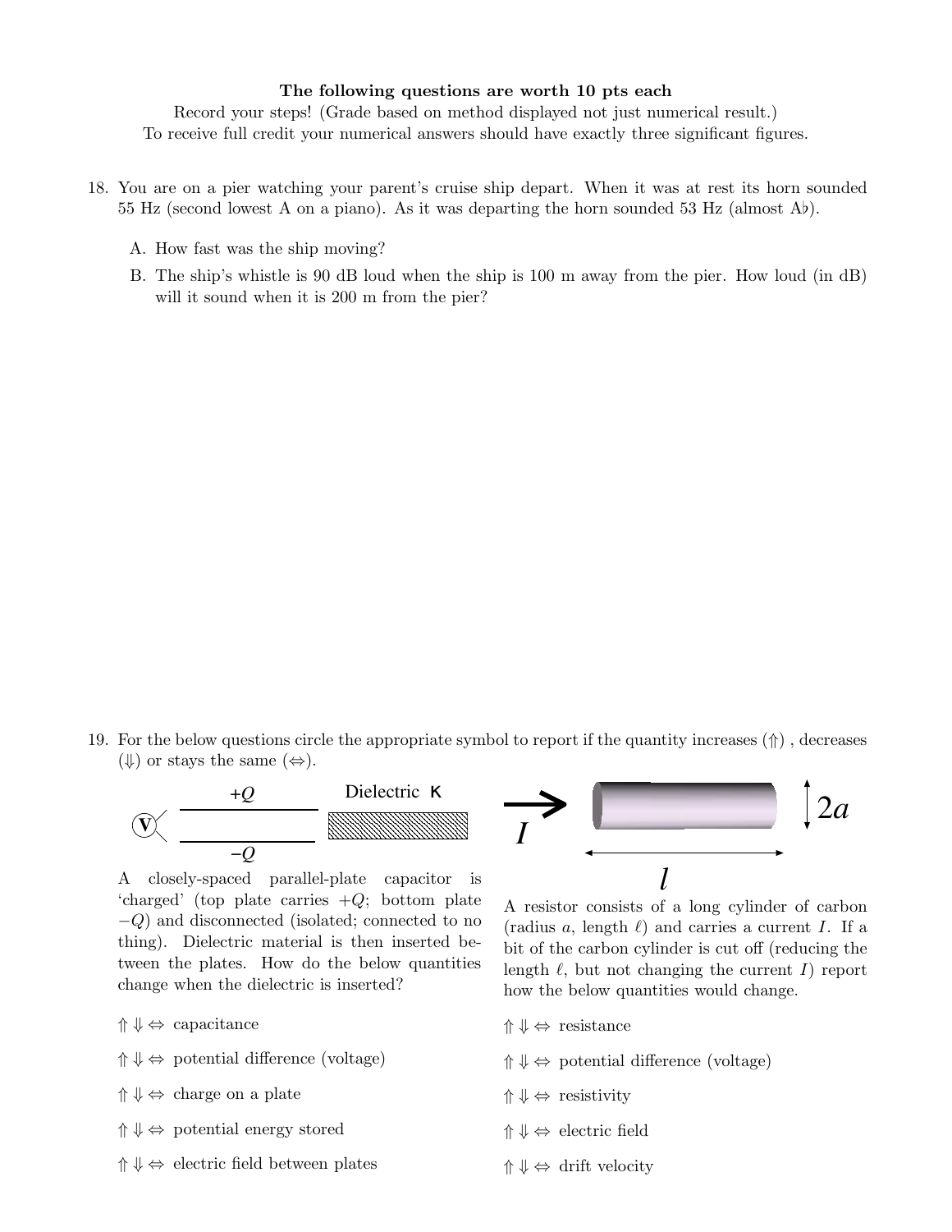**The following questions are worth 10 pts each**

Record your steps! (Grade based on method displayed not just numerical result.)

To receive full credit your numerical answers should have exactly three significant figures.

18. You are on a pier watching your parent's cruise ship depart. When it was at rest its horn sounded 55 Hz (second lowest A on a piano). As it was departing the horn sounded 53 Hz (almost A♭).

    A. How fast was the ship moving?

    B. The ship's whistle is 90 dB loud when the ship is 100 m away from the pier. How loud (in dB) will it sound when it is 200 m from the pier?

19. For the below questions circle the appropriate symbol to report if the quantity increases (⇑), decreases (⇓) or stays the same (⇔).

$+Q$ Dielectric $\kappa$

$-Q$

A closely-spaced parallel-plate capacitor is 'charged' (top plate carries $+Q$; bottom plate $-Q$) and disconnected (isolated; connected to no thing). Dielectric material is then inserted between the plates. How do the below quantities change when the dielectric is inserted?

⇑ ⇓ ⇔ capacitance

⇑ ⇓ ⇔ potential difference (voltage)

⇑ ⇓ ⇔ charge on a plate

⇑ ⇓ ⇔ potential energy stored

⇑ ⇓ ⇔ electric field between plates

$I$ $2a$

$l$

A resistor consists of a long cylinder of carbon (radius $a$, length $\ell$) and carries a current $I$. If a bit of the carbon cylinder is cut off (reducing the length $\ell$, but not changing the current $I$) report how the below quantities would change.

⇑ ⇓ ⇔ resistance

⇑ ⇓ ⇔ potential difference (voltage)

⇑ ⇓ ⇔ resistivity

⇑ ⇓ ⇔ electric field

⇑ ⇓ ⇔ drift velocity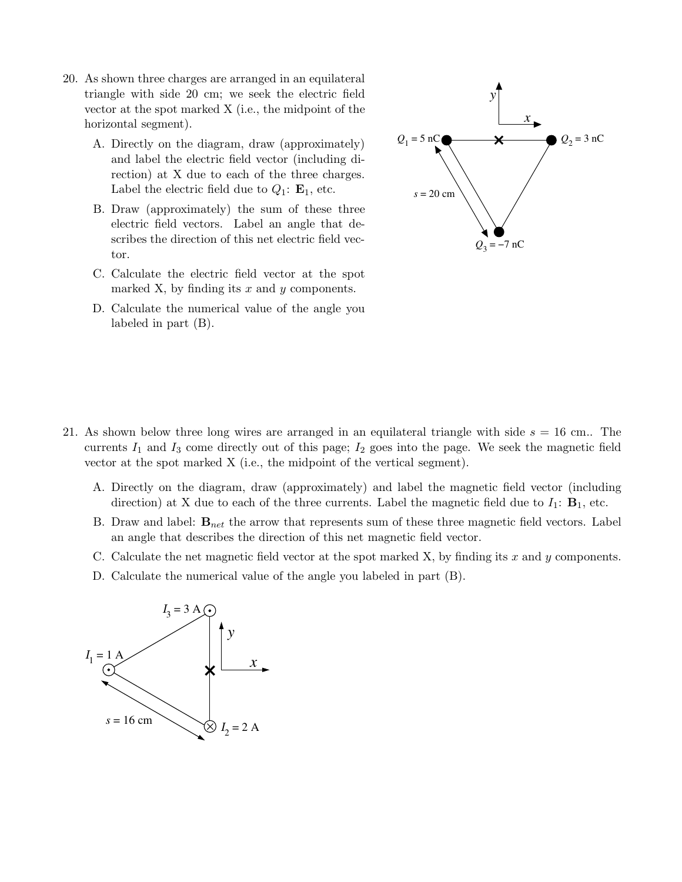20. As shown three charges are arranged in an equilateral triangle with side 20 cm; we seek the electric field vector at the spot marked X (i.e., the midpoint of the horizontal segment).

    A. Directly on the diagram, draw (approximately) and label the electric field vector (including direction) at X due to each of the three charges. Label the electric field due to $Q_1$: $\mathbf{E}_1$, etc.

    B. Draw (approximately) the sum of these three electric field vectors. Label an angle that describes the direction of this net electric field vector.

    C. Calculate the electric field vector at the spot marked X, by finding its $x$ and $y$ components.

    D. Calculate the numerical value of the angle you labeled in part (B).

$Q_1 = 5$ nC, $Q_2 = 3$ nC, $Q_3 = -7$ nC, $s = 20$ cm

21. As shown below three long wires are arranged in an equilateral triangle with side $s = 16$ cm.. The currents $I_1$ and $I_3$ come directly out of this page; $I_2$ goes into the page. We seek the magnetic field vector at the spot marked X (i.e., the midpoint of the vertical segment).

    A. Directly on the diagram, draw (approximately) and label the magnetic field vector (including direction) at X due to each of the three currents. Label the magnetic field due to $I_1$: $\mathbf{B}_1$, etc.

    B. Draw and label: $\mathbf{B}_{net}$ the arrow that represents sum of these three magnetic field vectors. Label an angle that describes the direction of this net magnetic field vector.

    C. Calculate the net magnetic field vector at the spot marked X, by finding its $x$ and $y$ components.

    D. Calculate the numerical value of the angle you labeled in part (B).

$I_3 = 3$ A, $I_1 = 1$ A, $I_2 = 2$ A, $s = 16$ cm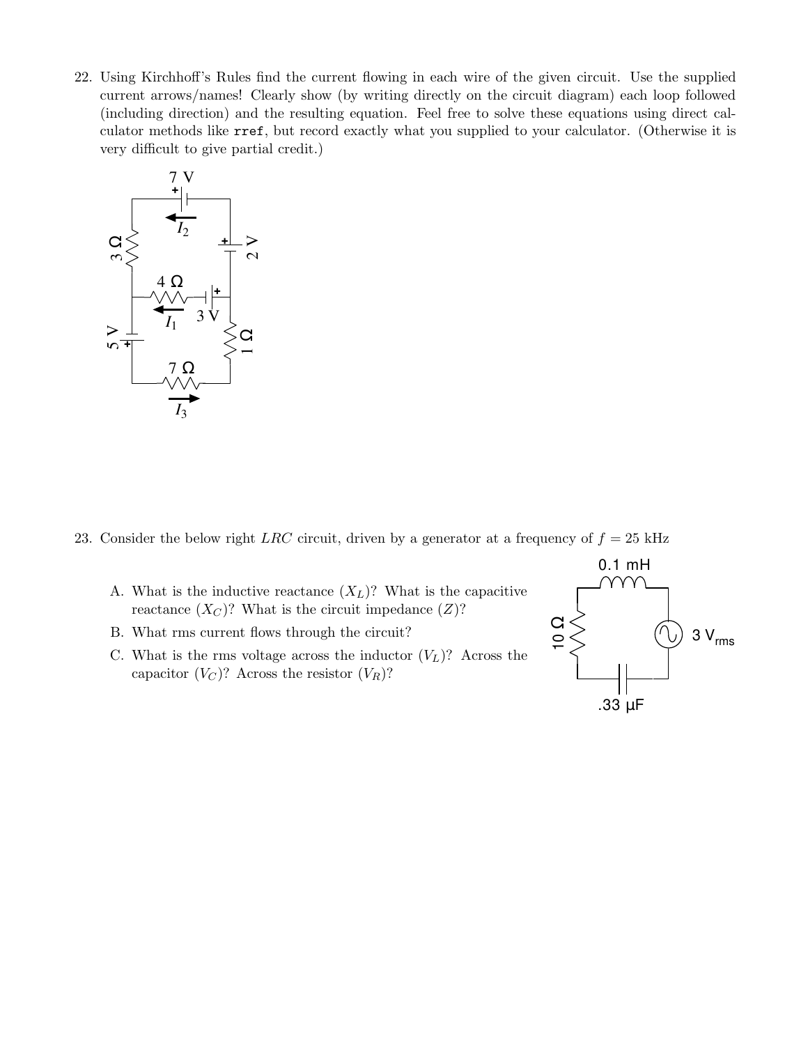22. Using Kirchhoff's Rules find the current flowing in each wire of the given circuit. Use the supplied current arrows/names! Clearly show (by writing directly on the circuit diagram) each loop followed (including direction) and the resulting equation. Feel free to solve these equations using direct calculator methods like `rref`, but record exactly what you supplied to your calculator. (Otherwise it is very difficult to give partial credit.)

23. Consider the below right $LRC$ circuit, driven by a generator at a frequency of $f = 25$ kHz

A. What is the inductive reactance ($X_L$)? What is the capacitive reactance ($X_C$)? What is the circuit impedance ($Z$)?

B. What rms current flows through the circuit?

C. What is the rms voltage across the inductor ($V_L$)? Across the capacitor ($V_C$)? Across the resistor ($V_R$)?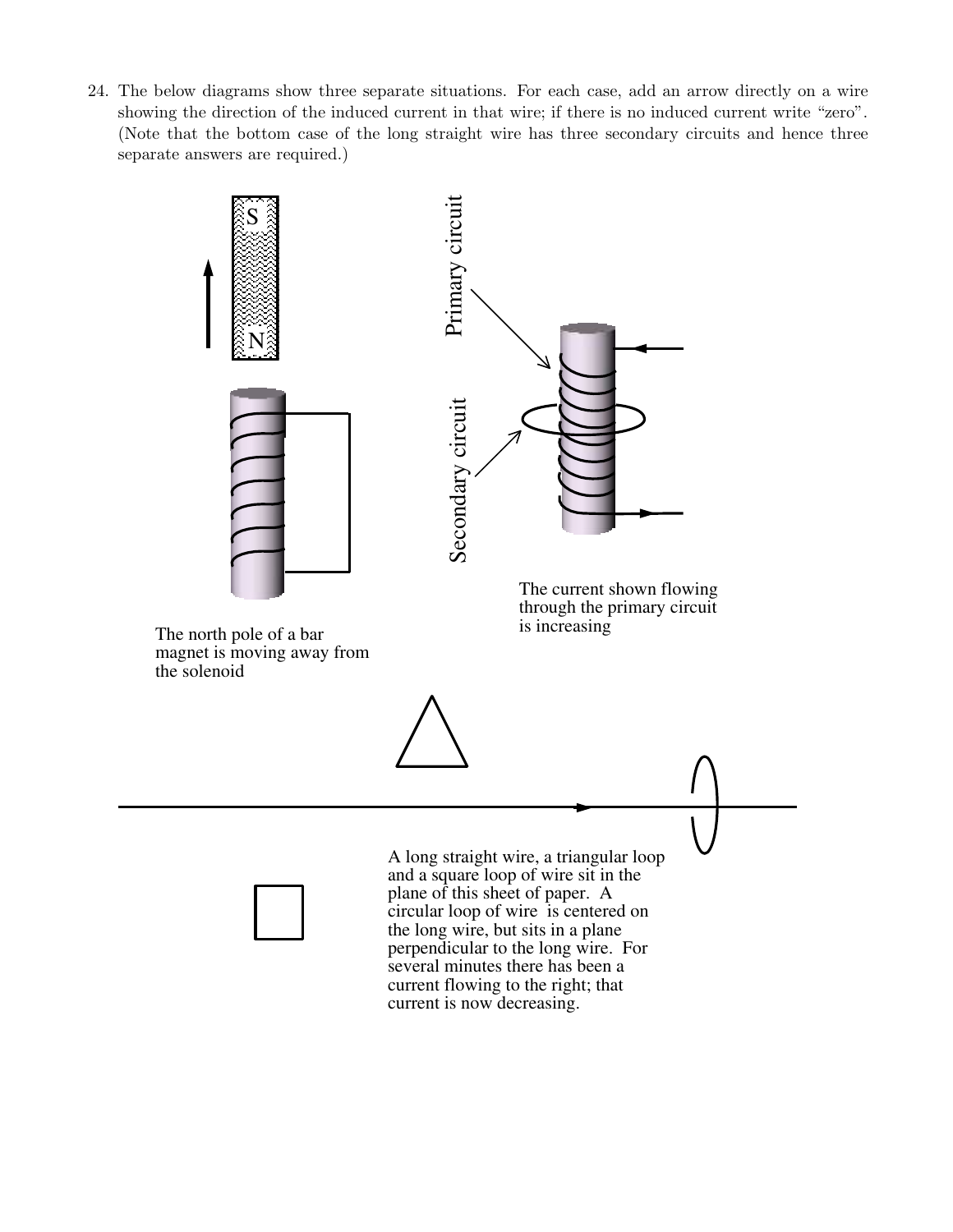24. The below diagrams show three separate situations. For each case, add an arrow directly on a wire showing the direction of the induced current in that wire; if there is no induced current write "zero". (Note that the bottom case of the long straight wire has three secondary circuits and hence three separate answers are required.)

S

N

Primary circuit

Secondary circuit

The north pole of a bar magnet is moving away from the solenoid

The current shown flowing through the primary circuit is increasing

A long straight wire, a triangular loop and a square loop of wire sit in the plane of this sheet of paper. A circular loop of wire is centered on the long wire, but sits in a plane perpendicular to the long wire. For several minutes there has been a current flowing to the right; that current is now decreasing.